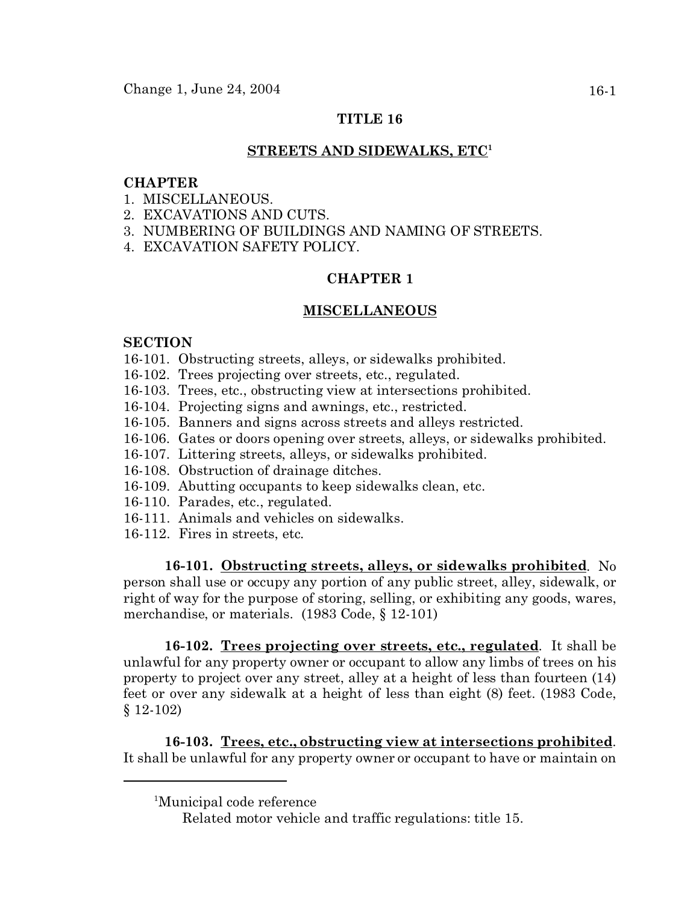Change 1, June 24, 2004

# TITLE 16

## STREETS AND SIDEWALKS, ETC[1]

**CHAPTER**

1. MISCELLANEOUS.
2. EXCAVATIONS AND CUTS.
3. NUMBERING OF BUILDINGS AND NAMING OF STREETS.
4. EXCAVATION SAFETY POLICY.

## CHAPTER 1

## MISCELLANEOUS

**SECTION**

16-101. Obstructing streets, alleys, or sidewalks prohibited.
16-102. Trees projecting over streets, etc., regulated.
16-103. Trees, etc., obstructing view at intersections prohibited.
16-104. Projecting signs and awnings, etc., restricted.
16-105. Banners and signs across streets and alleys restricted.
16-106. Gates or doors opening over streets, alleys, or sidewalks prohibited.
16-107. Littering streets, alleys, or sidewalks prohibited.
16-108. Obstruction of drainage ditches.
16-109. Abutting occupants to keep sidewalks clean, etc.
16-110. Parades, etc., regulated.
16-111. Animals and vehicles on sidewalks.
16-112. Fires in streets, etc.

**16-101. Obstructing streets, alleys, or sidewalks prohibited**. No person shall use or occupy any portion of any public street, alley, sidewalk, or right of way for the purpose of storing, selling, or exhibiting any goods, wares, merchandise, or materials. (1983 Code, § 12-101)

**16-102. Trees projecting over streets, etc., regulated**. It shall be unlawful for any property owner or occupant to allow any limbs of trees on his property to project over any street, alley at a height of less than fourteen (14) feet or over any sidewalk at a height of less than eight (8) feet. (1983 Code, § 12-102)

**16-103. Trees, etc., obstructing view at intersections prohibited**. It shall be unlawful for any property owner or occupant to have or maintain on

---

[1]Municipal code reference

Related motor vehicle and traffic regulations: title 15.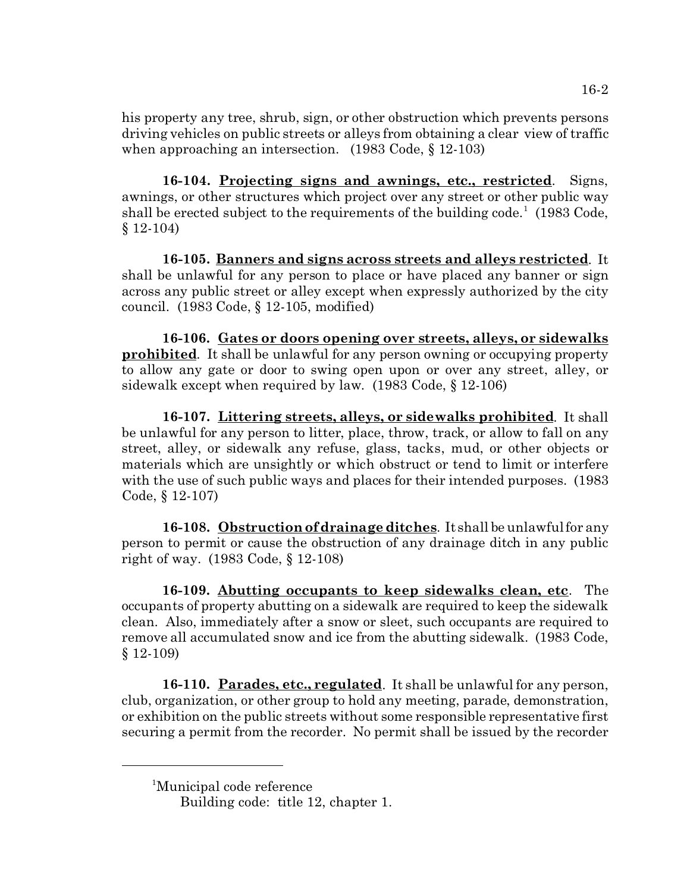his property any tree, shrub, sign, or other obstruction which prevents persons driving vehicles on public streets or alleys from obtaining a clear view of traffic when approaching an intersection. (1983 Code, § 12-103)

**16-104. Projecting signs and awnings, etc., restricted**. Signs, awnings, or other structures which project over any street or other public way shall be erected subject to the requirements of the building code.[1] (1983 Code, § 12-104)

**16-105. Banners and signs across streets and alleys restricted**. It shall be unlawful for any person to place or have placed any banner or sign across any public street or alley except when expressly authorized by the city council. (1983 Code, § 12-105, modified)

**16-106. Gates or doors opening over streets, alleys, or sidewalks prohibited**. It shall be unlawful for any person owning or occupying property to allow any gate or door to swing open upon or over any street, alley, or sidewalk except when required by law. (1983 Code, § 12-106)

**16-107. Littering streets, alleys, or sidewalks prohibited**. It shall be unlawful for any person to litter, place, throw, track, or allow to fall on any street, alley, or sidewalk any refuse, glass, tacks, mud, or other objects or materials which are unsightly or which obstruct or tend to limit or interfere with the use of such public ways and places for their intended purposes. (1983 Code, § 12-107)

**16-108. Obstruction of drainage ditches**. It shall be unlawful for any person to permit or cause the obstruction of any drainage ditch in any public right of way. (1983 Code, § 12-108)

**16-109. Abutting occupants to keep sidewalks clean, etc**. The occupants of property abutting on a sidewalk are required to keep the sidewalk clean. Also, immediately after a snow or sleet, such occupants are required to remove all accumulated snow and ice from the abutting sidewalk. (1983 Code, § 12-109)

**16-110. Parades, etc., regulated**. It shall be unlawful for any person, club, organization, or other group to hold any meeting, parade, demonstration, or exhibition on the public streets without some responsible representative first securing a permit from the recorder. No permit shall be issued by the recorder

---

[1]Municipal code reference
Building code: title 12, chapter 1.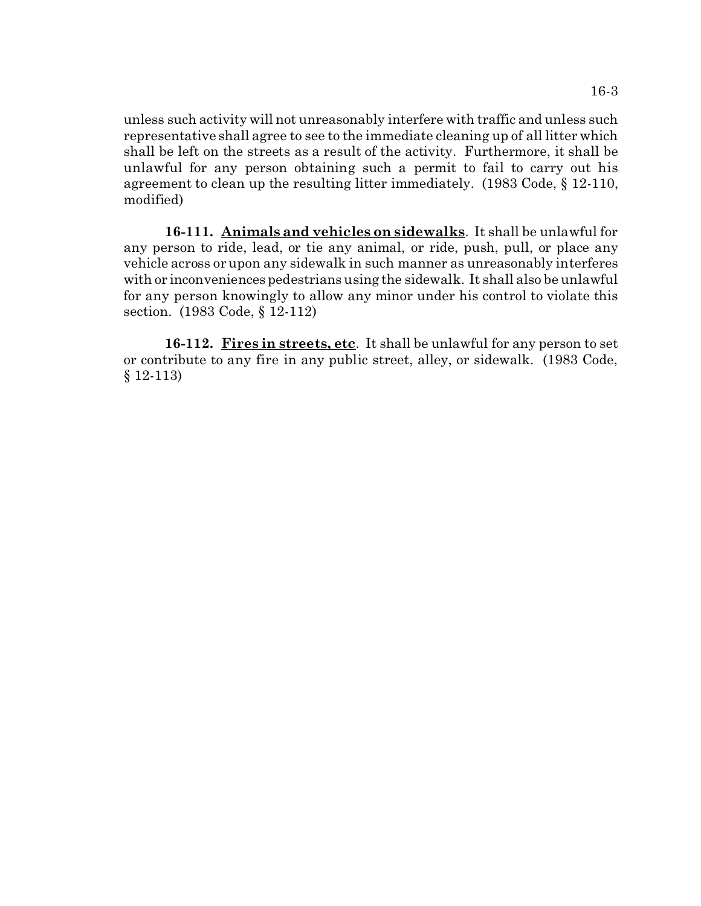unless such activity will not unreasonably interfere with traffic and unless such representative shall agree to see to the immediate cleaning up of all litter which shall be left on the streets as a result of the activity. Furthermore, it shall be unlawful for any person obtaining such a permit to fail to carry out his agreement to clean up the resulting litter immediately. (1983 Code, § 12-110, modified)

**16-111. Animals and vehicles on sidewalks**. It shall be unlawful for any person to ride, lead, or tie any animal, or ride, push, pull, or place any vehicle across or upon any sidewalk in such manner as unreasonably interferes with or inconveniences pedestrians using the sidewalk. It shall also be unlawful for any person knowingly to allow any minor under his control to violate this section. (1983 Code, § 12-112)

**16-112. Fires in streets, etc**. It shall be unlawful for any person to set or contribute to any fire in any public street, alley, or sidewalk. (1983 Code, § 12-113)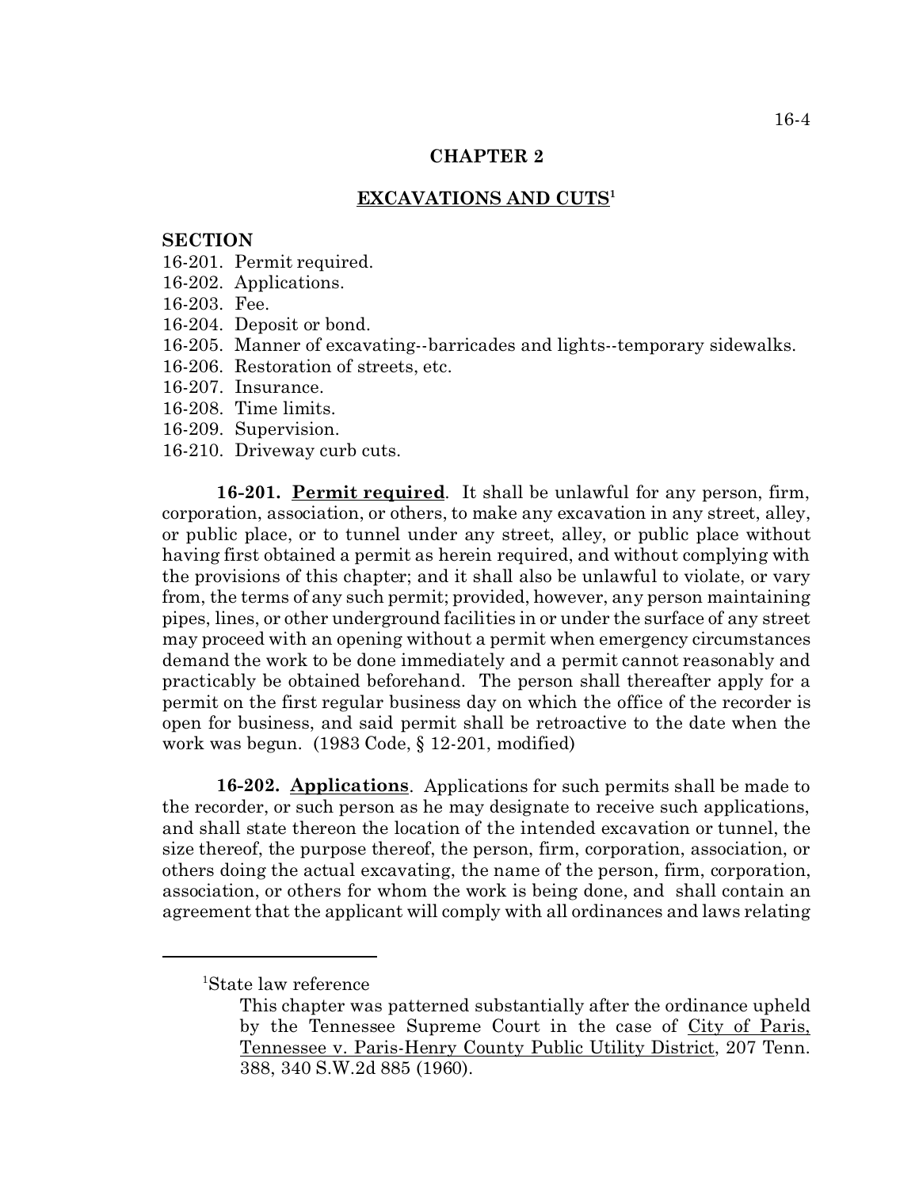## CHAPTER 2

## EXCAVATIONS AND CUTS[1]

**SECTION**

16-201. Permit required.
16-202. Applications.
16-203. Fee.
16-204. Deposit or bond.
16-205. Manner of excavating--barricades and lights--temporary sidewalks.
16-206. Restoration of streets, etc.
16-207. Insurance.
16-208. Time limits.
16-209. Supervision.
16-210. Driveway curb cuts.

**16-201. Permit required**. It shall be unlawful for any person, firm, corporation, association, or others, to make any excavation in any street, alley, or public place, or to tunnel under any street, alley, or public place without having first obtained a permit as herein required, and without complying with the provisions of this chapter; and it shall also be unlawful to violate, or vary from, the terms of any such permit; provided, however, any person maintaining pipes, lines, or other underground facilities in or under the surface of any street may proceed with an opening without a permit when emergency circumstances demand the work to be done immediately and a permit cannot reasonably and practicably be obtained beforehand. The person shall thereafter apply for a permit on the first regular business day on which the office of the recorder is open for business, and said permit shall be retroactive to the date when the work was begun. (1983 Code, § 12-201, modified)

**16-202. Applications**. Applications for such permits shall be made to the recorder, or such person as he may designate to receive such applications, and shall state thereon the location of the intended excavation or tunnel, the size thereof, the purpose thereof, the person, firm, corporation, association, or others doing the actual excavating, the name of the person, firm, corporation, association, or others for whom the work is being done, and shall contain an agreement that the applicant will comply with all ordinances and laws relating

---

[1]State law reference

This chapter was patterned substantially after the ordinance upheld by the Tennessee Supreme Court in the case of City of Paris, Tennessee v. Paris-Henry County Public Utility District, 207 Tenn. 388, 340 S.W.2d 885 (1960).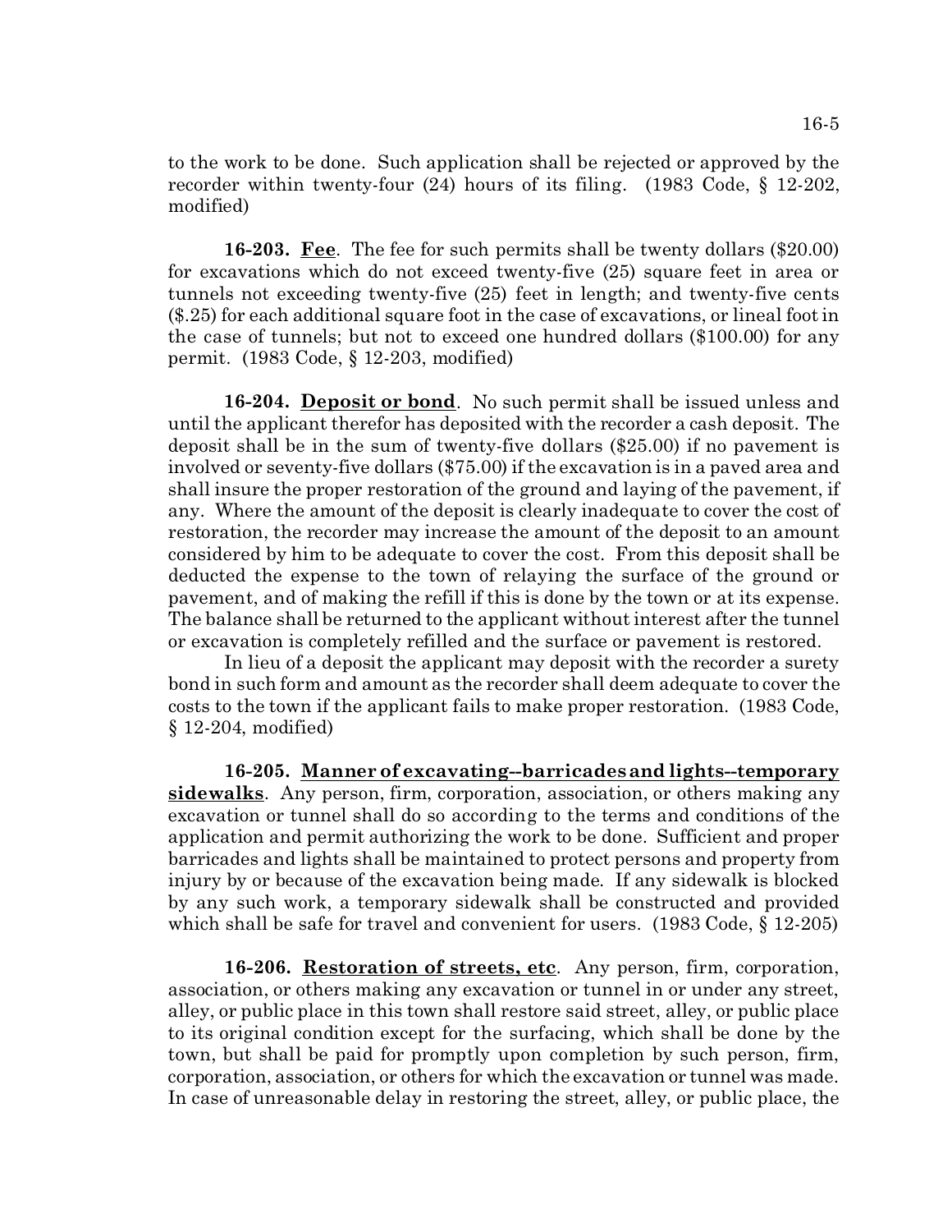to the work to be done. Such application shall be rejected or approved by the recorder within twenty-four (24) hours of its filing. (1983 Code, § 12-202, modified)

**16-203. Fee**. The fee for such permits shall be twenty dollars ($20.00) for excavations which do not exceed twenty-five (25) square feet in area or tunnels not exceeding twenty-five (25) feet in length; and twenty-five cents ($.25) for each additional square foot in the case of excavations, or lineal foot in the case of tunnels; but not to exceed one hundred dollars ($100.00) for any permit. (1983 Code, § 12-203, modified)

**16-204. Deposit or bond**. No such permit shall be issued unless and until the applicant therefor has deposited with the recorder a cash deposit. The deposit shall be in the sum of twenty-five dollars ($25.00) if no pavement is involved or seventy-five dollars ($75.00) if the excavation is in a paved area and shall insure the proper restoration of the ground and laying of the pavement, if any. Where the amount of the deposit is clearly inadequate to cover the cost of restoration, the recorder may increase the amount of the deposit to an amount considered by him to be adequate to cover the cost. From this deposit shall be deducted the expense to the town of relaying the surface of the ground or pavement, and of making the refill if this is done by the town or at its expense. The balance shall be returned to the applicant without interest after the tunnel or excavation is completely refilled and the surface or pavement is restored.

In lieu of a deposit the applicant may deposit with the recorder a surety bond in such form and amount as the recorder shall deem adequate to cover the costs to the town if the applicant fails to make proper restoration. (1983 Code, § 12-204, modified)

**16-205. Manner of excavating--barricades and lights--temporary sidewalks**. Any person, firm, corporation, association, or others making any excavation or tunnel shall do so according to the terms and conditions of the application and permit authorizing the work to be done. Sufficient and proper barricades and lights shall be maintained to protect persons and property from injury by or because of the excavation being made. If any sidewalk is blocked by any such work, a temporary sidewalk shall be constructed and provided which shall be safe for travel and convenient for users. (1983 Code, § 12-205)

**16-206. Restoration of streets, etc**. Any person, firm, corporation, association, or others making any excavation or tunnel in or under any street, alley, or public place in this town shall restore said street, alley, or public place to its original condition except for the surfacing, which shall be done by the town, but shall be paid for promptly upon completion by such person, firm, corporation, association, or others for which the excavation or tunnel was made. In case of unreasonable delay in restoring the street, alley, or public place, the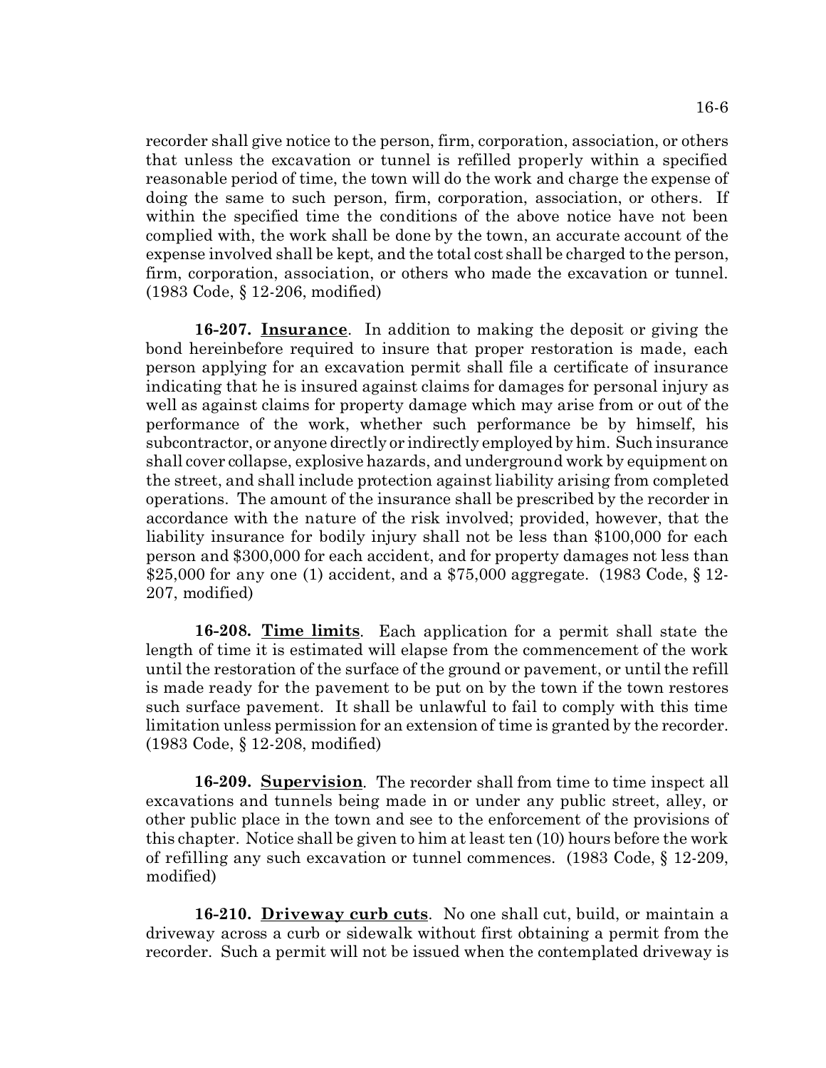recorder shall give notice to the person, firm, corporation, association, or others that unless the excavation or tunnel is refilled properly within a specified reasonable period of time, the town will do the work and charge the expense of doing the same to such person, firm, corporation, association, or others. If within the specified time the conditions of the above notice have not been complied with, the work shall be done by the town, an accurate account of the expense involved shall be kept, and the total cost shall be charged to the person, firm, corporation, association, or others who made the excavation or tunnel. (1983 Code, § 12-206, modified)

**16-207. Insurance**. In addition to making the deposit or giving the bond hereinbefore required to insure that proper restoration is made, each person applying for an excavation permit shall file a certificate of insurance indicating that he is insured against claims for damages for personal injury as well as against claims for property damage which may arise from or out of the performance of the work, whether such performance be by himself, his subcontractor, or anyone directly or indirectly employed by him. Such insurance shall cover collapse, explosive hazards, and underground work by equipment on the street, and shall include protection against liability arising from completed operations. The amount of the insurance shall be prescribed by the recorder in accordance with the nature of the risk involved; provided, however, that the liability insurance for bodily injury shall not be less than $100,000 for each person and $300,000 for each accident, and for property damages not less than $25,000 for any one (1) accident, and a $75,000 aggregate. (1983 Code, § 12-207, modified)

**16-208. Time limits**. Each application for a permit shall state the length of time it is estimated will elapse from the commencement of the work until the restoration of the surface of the ground or pavement, or until the refill is made ready for the pavement to be put on by the town if the town restores such surface pavement. It shall be unlawful to fail to comply with this time limitation unless permission for an extension of time is granted by the recorder. (1983 Code, § 12-208, modified)

**16-209. Supervision**. The recorder shall from time to time inspect all excavations and tunnels being made in or under any public street, alley, or other public place in the town and see to the enforcement of the provisions of this chapter. Notice shall be given to him at least ten (10) hours before the work of refilling any such excavation or tunnel commences. (1983 Code, § 12-209, modified)

**16-210. Driveway curb cuts**. No one shall cut, build, or maintain a driveway across a curb or sidewalk without first obtaining a permit from the recorder. Such a permit will not be issued when the contemplated driveway is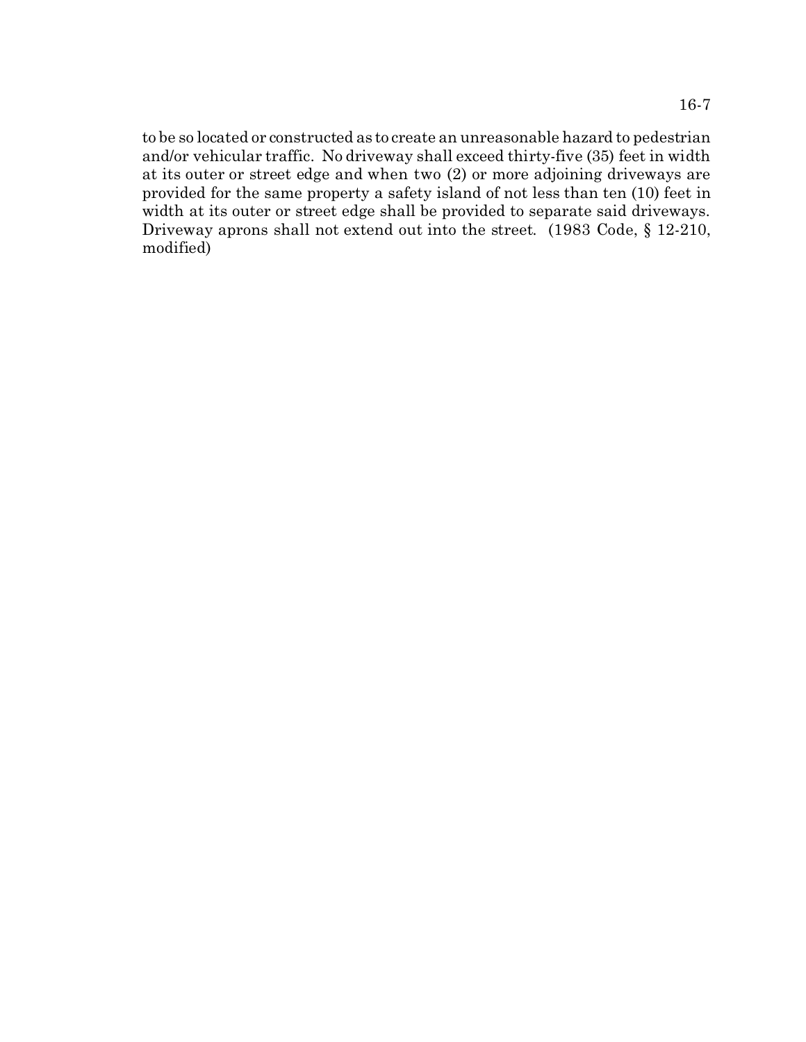to be so located or constructed as to create an unreasonable hazard to pedestrian and/or vehicular traffic. No driveway shall exceed thirty-five (35) feet in width at its outer or street edge and when two (2) or more adjoining driveways are provided for the same property a safety island of not less than ten (10) feet in width at its outer or street edge shall be provided to separate said driveways. Driveway aprons shall not extend out into the street. (1983 Code, § 12-210, modified)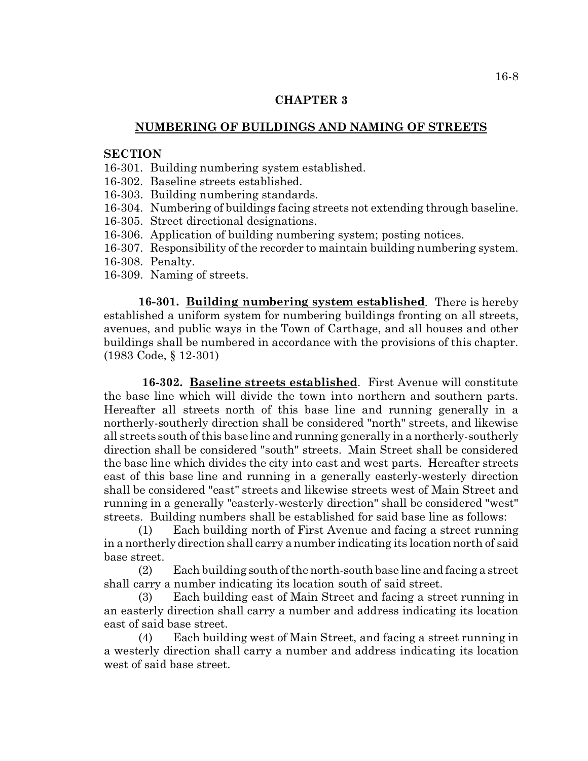# CHAPTER 3

## NUMBERING OF BUILDINGS AND NAMING OF STREETS

**SECTION**

16-301. Building numbering system established.
16-302. Baseline streets established.
16-303. Building numbering standards.
16-304. Numbering of buildings facing streets not extending through baseline.
16-305. Street directional designations.
16-306. Application of building numbering system; posting notices.
16-307. Responsibility of the recorder to maintain building numbering system.
16-308. Penalty.
16-309. Naming of streets.

**16-301. Building numbering system established**. There is hereby established a uniform system for numbering buildings fronting on all streets, avenues, and public ways in the Town of Carthage, and all houses and other buildings shall be numbered in accordance with the provisions of this chapter. (1983 Code, § 12-301)

**16-302. Baseline streets established**. First Avenue will constitute the base line which will divide the town into northern and southern parts. Hereafter all streets north of this base line and running generally in a northerly-southerly direction shall be considered "north" streets, and likewise all streets south of this base line and running generally in a northerly-southerly direction shall be considered "south" streets. Main Street shall be considered the base line which divides the city into east and west parts. Hereafter streets east of this base line and running in a generally easterly-westerly direction shall be considered "east" streets and likewise streets west of Main Street and running in a generally "easterly-westerly direction" shall be considered "west" streets. Building numbers shall be established for said base line as follows:

(1) Each building north of First Avenue and facing a street running in a northerly direction shall carry a number indicating its location north of said base street.

(2) Each building south of the north-south base line and facing a street shall carry a number indicating its location south of said street.

(3) Each building east of Main Street and facing a street running in an easterly direction shall carry a number and address indicating its location east of said base street.

(4) Each building west of Main Street, and facing a street running in a westerly direction shall carry a number and address indicating its location west of said base street.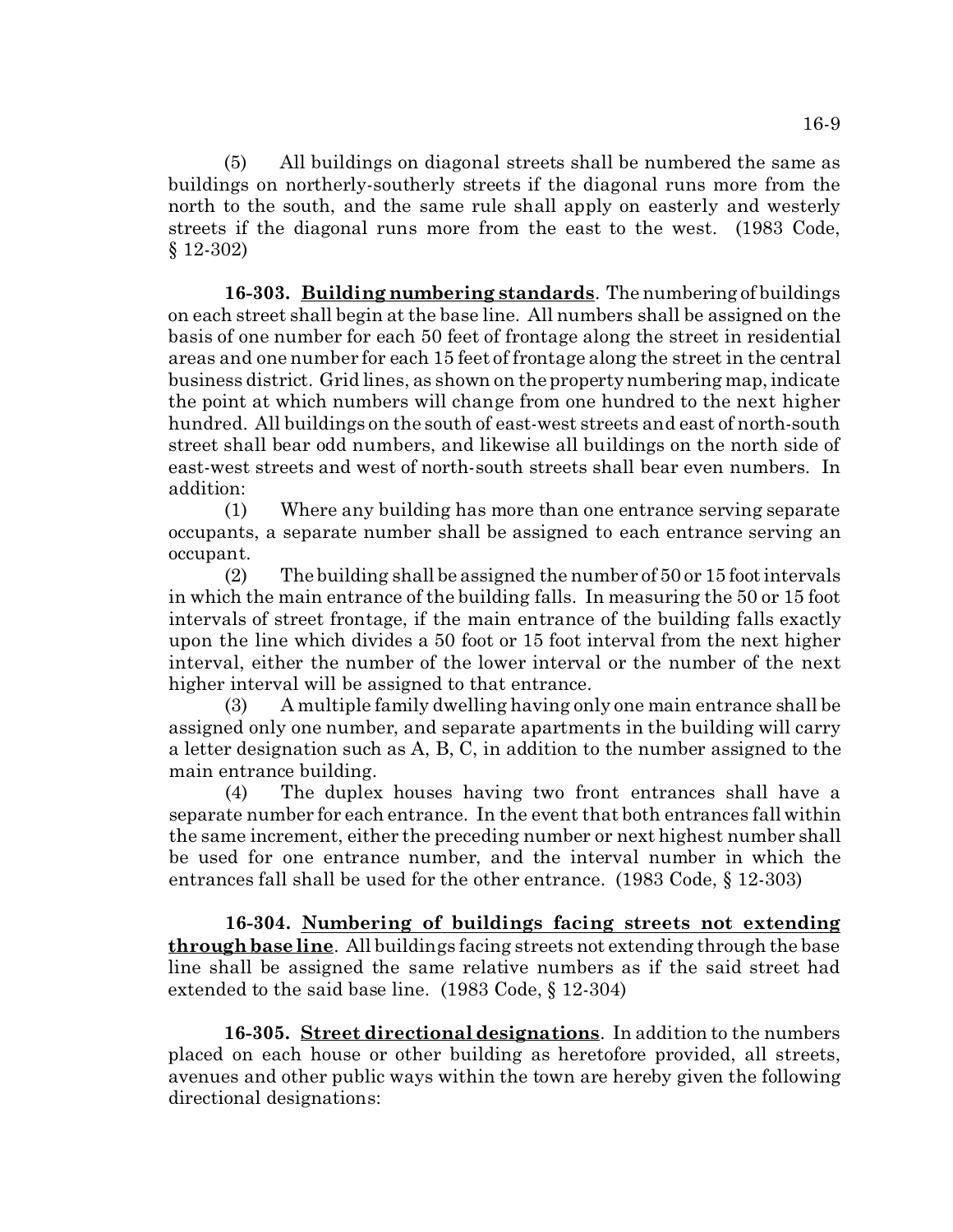(5) All buildings on diagonal streets shall be numbered the same as buildings on northerly-southerly streets if the diagonal runs more from the north to the south, and the same rule shall apply on easterly and westerly streets if the diagonal runs more from the east to the west. (1983 Code, § 12-302)

**16-303. Building numbering standards**. The numbering of buildings on each street shall begin at the base line. All numbers shall be assigned on the basis of one number for each 50 feet of frontage along the street in residential areas and one number for each 15 feet of frontage along the street in the central business district. Grid lines, as shown on the property numbering map, indicate the point at which numbers will change from one hundred to the next higher hundred. All buildings on the south of east-west streets and east of north-south street shall bear odd numbers, and likewise all buildings on the north side of east-west streets and west of north-south streets shall bear even numbers. In addition:

(1) Where any building has more than one entrance serving separate occupants, a separate number shall be assigned to each entrance serving an occupant.

(2) The building shall be assigned the number of 50 or 15 foot intervals in which the main entrance of the building falls. In measuring the 50 or 15 foot intervals of street frontage, if the main entrance of the building falls exactly upon the line which divides a 50 foot or 15 foot interval from the next higher interval, either the number of the lower interval or the number of the next higher interval will be assigned to that entrance.

(3) A multiple family dwelling having only one main entrance shall be assigned only one number, and separate apartments in the building will carry a letter designation such as A, B, C, in addition to the number assigned to the main entrance building.

(4) The duplex houses having two front entrances shall have a separate number for each entrance. In the event that both entrances fall within the same increment, either the preceding number or next highest number shall be used for one entrance number, and the interval number in which the entrances fall shall be used for the other entrance. (1983 Code, § 12-303)

**16-304. Numbering of buildings facing streets not extending through base line**. All buildings facing streets not extending through the base line shall be assigned the same relative numbers as if the said street had extended to the said base line. (1983 Code, § 12-304)

**16-305. Street directional designations**. In addition to the numbers placed on each house or other building as heretofore provided, all streets, avenues and other public ways within the town are hereby given the following directional designations: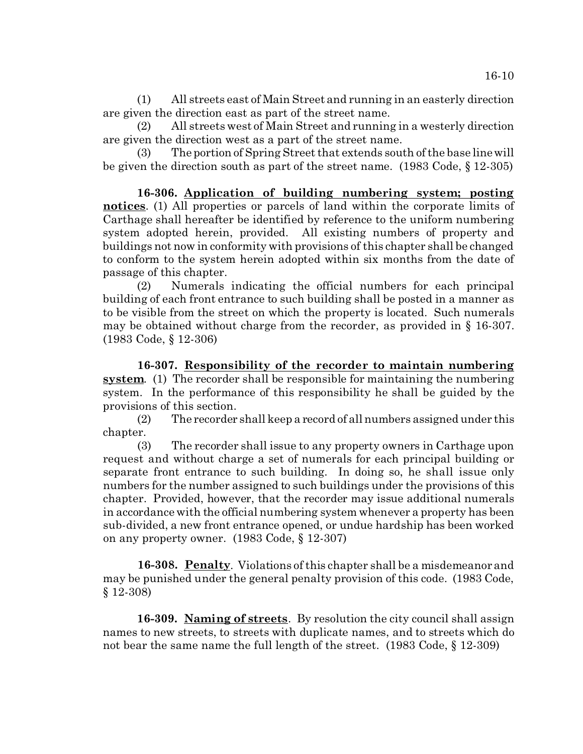(1) All streets east of Main Street and running in an easterly direction are given the direction east as part of the street name.

(2) All streets west of Main Street and running in a westerly direction are given the direction west as a part of the street name.

(3) The portion of Spring Street that extends south of the base line will be given the direction south as part of the street name. (1983 Code, § 12-305)

**16-306. Application of building numbering system; posting notices**. (1) All properties or parcels of land within the corporate limits of Carthage shall hereafter be identified by reference to the uniform numbering system adopted herein, provided. All existing numbers of property and buildings not now in conformity with provisions of this chapter shall be changed to conform to the system herein adopted within six months from the date of passage of this chapter.

(2) Numerals indicating the official numbers for each principal building of each front entrance to such building shall be posted in a manner as to be visible from the street on which the property is located. Such numerals may be obtained without charge from the recorder, as provided in § 16-307. (1983 Code, § 12-306)

**16-307. Responsibility of the recorder to maintain numbering system**. (1) The recorder shall be responsible for maintaining the numbering system. In the performance of this responsibility he shall be guided by the provisions of this section.

(2) The recorder shall keep a record of all numbers assigned under this chapter.

(3) The recorder shall issue to any property owners in Carthage upon request and without charge a set of numerals for each principal building or separate front entrance to such building. In doing so, he shall issue only numbers for the number assigned to such buildings under the provisions of this chapter. Provided, however, that the recorder may issue additional numerals in accordance with the official numbering system whenever a property has been sub-divided, a new front entrance opened, or undue hardship has been worked on any property owner. (1983 Code, § 12-307)

**16-308. Penalty**. Violations of this chapter shall be a misdemeanor and may be punished under the general penalty provision of this code. (1983 Code, § 12-308)

**16-309. Naming of streets**. By resolution the city council shall assign names to new streets, to streets with duplicate names, and to streets which do not bear the same name the full length of the street. (1983 Code, § 12-309)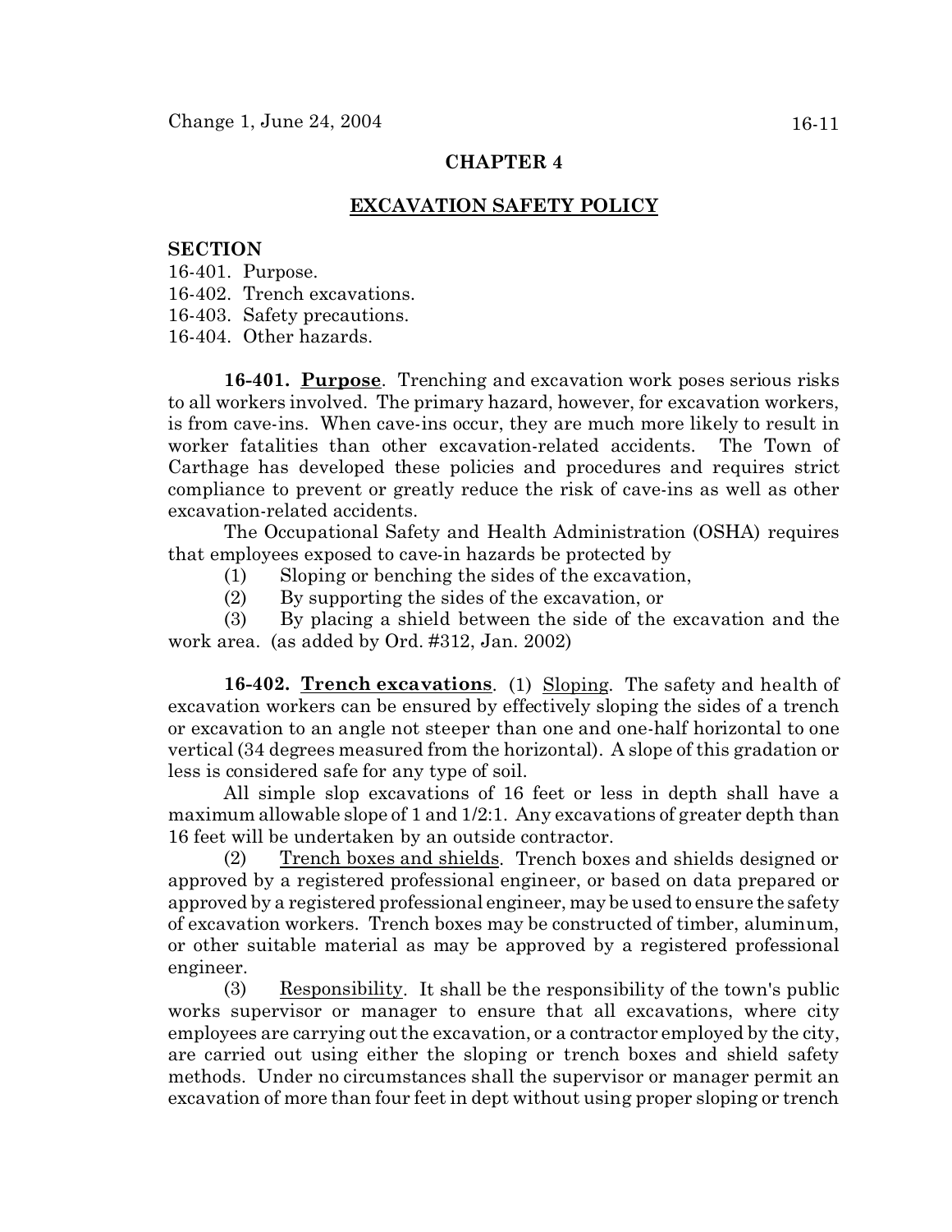Change 1, June 24, 2004

## CHAPTER 4

## EXCAVATION SAFETY POLICY

**SECTION**

16-401. Purpose.
16-402. Trench excavations.
16-403. Safety precautions.
16-404. Other hazards.

**16-401. Purpose**. Trenching and excavation work poses serious risks to all workers involved. The primary hazard, however, for excavation workers, is from cave-ins. When cave-ins occur, they are much more likely to result in worker fatalities than other excavation-related accidents. The Town of Carthage has developed these policies and procedures and requires strict compliance to prevent or greatly reduce the risk of cave-ins as well as other excavation-related accidents.

The Occupational Safety and Health Administration (OSHA) requires that employees exposed to cave-in hazards be protected by

(1) Sloping or benching the sides of the excavation,

(2) By supporting the sides of the excavation, or

(3) By placing a shield between the side of the excavation and the work area. (as added by Ord. #312, Jan. 2002)

**16-402. Trench excavations**. (1) Sloping. The safety and health of excavation workers can be ensured by effectively sloping the sides of a trench or excavation to an angle not steeper than one and one-half horizontal to one vertical (34 degrees measured from the horizontal). A slope of this gradation or less is considered safe for any type of soil.

All simple slop excavations of 16 feet or less in depth shall have a maximum allowable slope of 1 and 1/2:1. Any excavations of greater depth than 16 feet will be undertaken by an outside contractor.

(2) Trench boxes and shields. Trench boxes and shields designed or approved by a registered professional engineer, or based on data prepared or approved by a registered professional engineer, may be used to ensure the safety of excavation workers. Trench boxes may be constructed of timber, aluminum, or other suitable material as may be approved by a registered professional engineer.

(3) Responsibility. It shall be the responsibility of the town's public works supervisor or manager to ensure that all excavations, where city employees are carrying out the excavation, or a contractor employed by the city, are carried out using either the sloping or trench boxes and shield safety methods. Under no circumstances shall the supervisor or manager permit an excavation of more than four feet in dept without using proper sloping or trench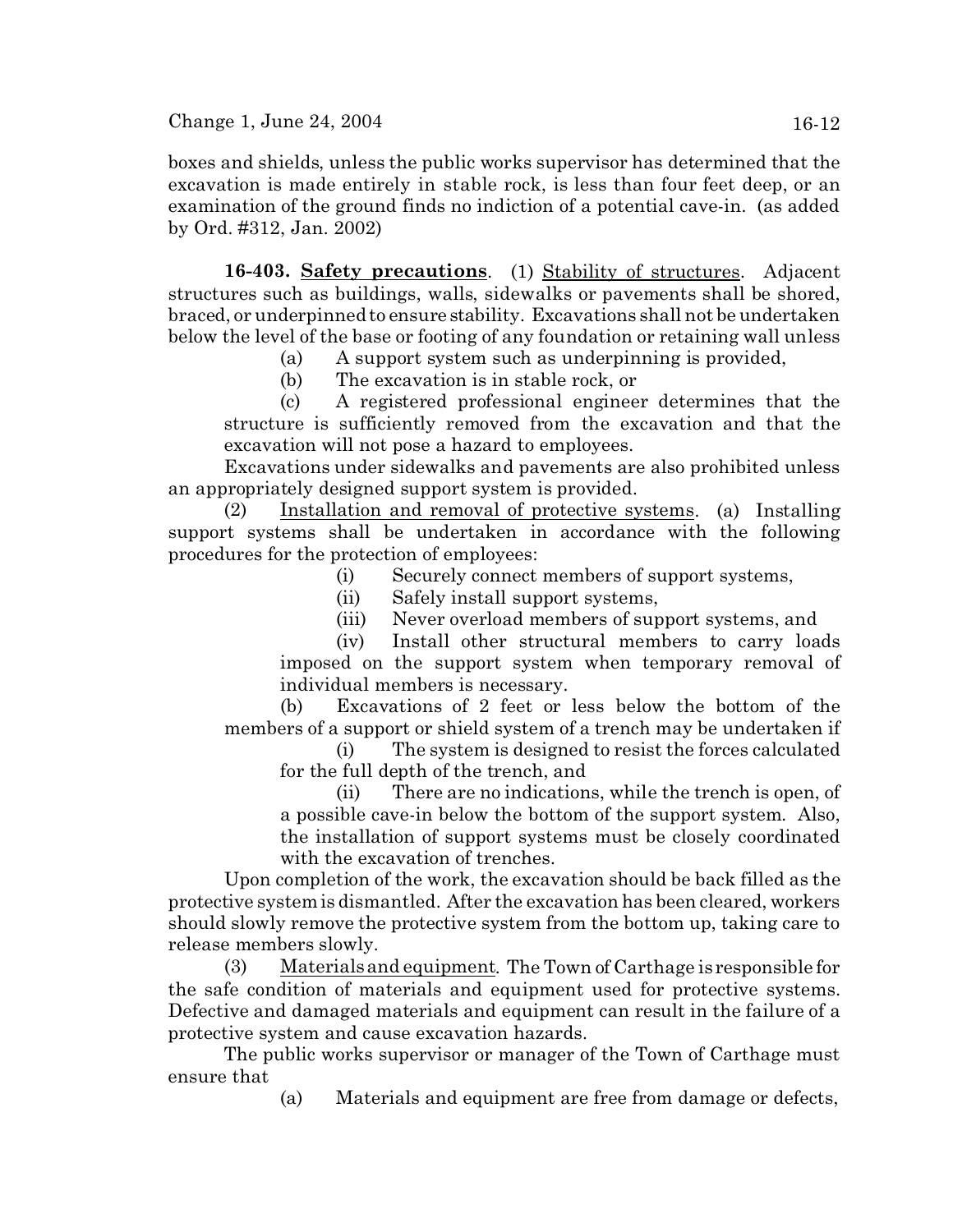boxes and shields, unless the public works supervisor has determined that the excavation is made entirely in stable rock, is less than four feet deep, or an examination of the ground finds no indiction of a potential cave-in. (as added by Ord. #312, Jan. 2002)

**16-403. Safety precautions**. (1) Stability of structures. Adjacent structures such as buildings, walls, sidewalks or pavements shall be shored, braced, or underpinned to ensure stability. Excavations shall not be undertaken below the level of the base or footing of any foundation or retaining wall unless

(a) A support system such as underpinning is provided,

(b) The excavation is in stable rock, or

(c) A registered professional engineer determines that the structure is sufficiently removed from the excavation and that the excavation will not pose a hazard to employees.

Excavations under sidewalks and pavements are also prohibited unless an appropriately designed support system is provided.

(2) Installation and removal of protective systems. (a) Installing support systems shall be undertaken in accordance with the following procedures for the protection of employees:

(i) Securely connect members of support systems,

(ii) Safely install support systems,

(iii) Never overload members of support systems, and

(iv) Install other structural members to carry loads imposed on the support system when temporary removal of individual members is necessary.

(b) Excavations of 2 feet or less below the bottom of the members of a support or shield system of a trench may be undertaken if

(i) The system is designed to resist the forces calculated for the full depth of the trench, and

(ii) There are no indications, while the trench is open, of a possible cave-in below the bottom of the support system. Also, the installation of support systems must be closely coordinated with the excavation of trenches.

Upon completion of the work, the excavation should be back filled as the protective system is dismantled. After the excavation has been cleared, workers should slowly remove the protective system from the bottom up, taking care to release members slowly.

(3) Materials and equipment. The Town of Carthage is responsible for the safe condition of materials and equipment used for protective systems. Defective and damaged materials and equipment can result in the failure of a protective system and cause excavation hazards.

The public works supervisor or manager of the Town of Carthage must ensure that

(a) Materials and equipment are free from damage or defects,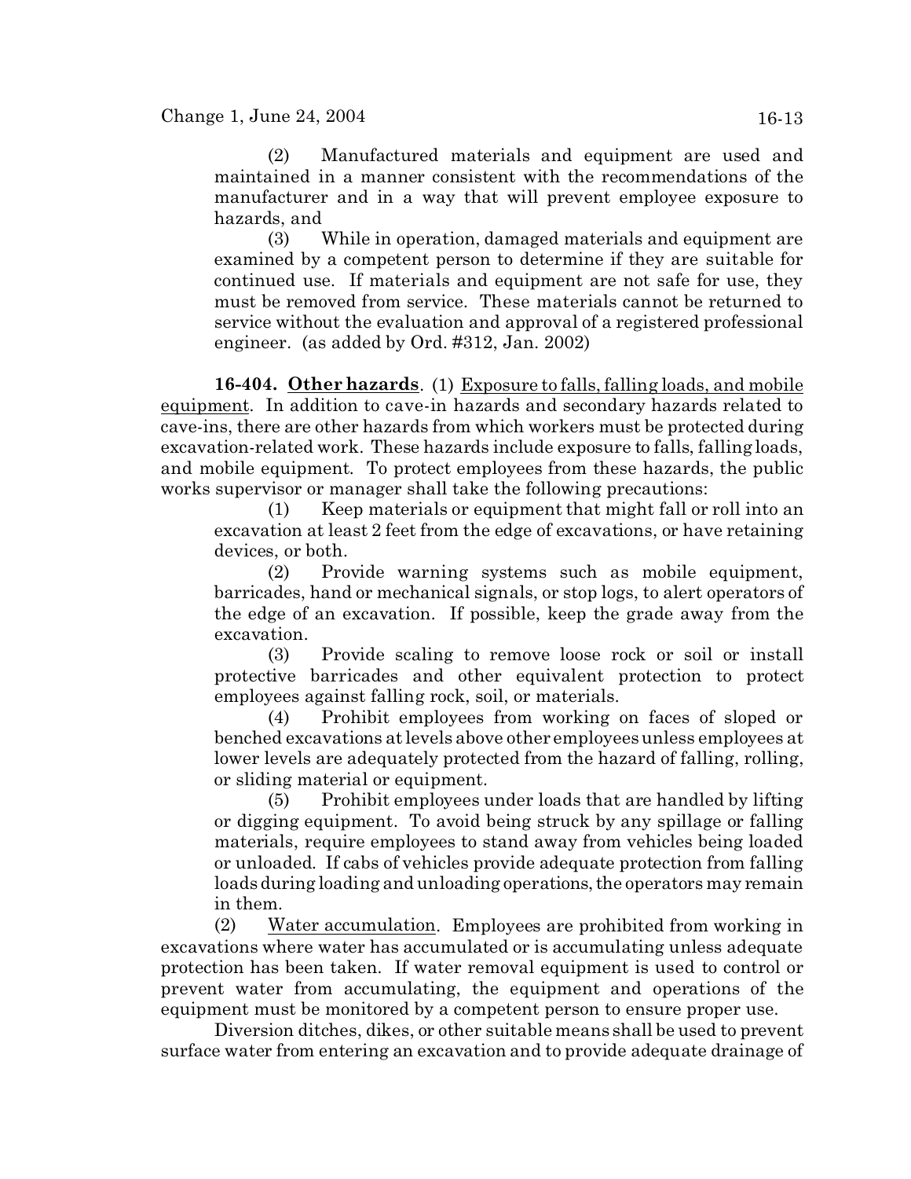(2) Manufactured materials and equipment are used and maintained in a manner consistent with the recommendations of the manufacturer and in a way that will prevent employee exposure to hazards, and

(3) While in operation, damaged materials and equipment are examined by a competent person to determine if they are suitable for continued use. If materials and equipment are not safe for use, they must be removed from service. These materials cannot be returned to service without the evaluation and approval of a registered professional engineer. (as added by Ord. #312, Jan. 2002)

**16-404. Other hazards**. (1) Exposure to falls, falling loads, and mobile equipment. In addition to cave-in hazards and secondary hazards related to cave-ins, there are other hazards from which workers must be protected during excavation-related work. These hazards include exposure to falls, falling loads, and mobile equipment. To protect employees from these hazards, the public works supervisor or manager shall take the following precautions:

(1) Keep materials or equipment that might fall or roll into an excavation at least 2 feet from the edge of excavations, or have retaining devices, or both.

(2) Provide warning systems such as mobile equipment, barricades, hand or mechanical signals, or stop logs, to alert operators of the edge of an excavation. If possible, keep the grade away from the excavation.

(3) Provide scaling to remove loose rock or soil or install protective barricades and other equivalent protection to protect employees against falling rock, soil, or materials.

(4) Prohibit employees from working on faces of sloped or benched excavations at levels above other employees unless employees at lower levels are adequately protected from the hazard of falling, rolling, or sliding material or equipment.

(5) Prohibit employees under loads that are handled by lifting or digging equipment. To avoid being struck by any spillage or falling materials, require employees to stand away from vehicles being loaded or unloaded. If cabs of vehicles provide adequate protection from falling loads during loading and unloading operations, the operators may remain in them.

(2) Water accumulation. Employees are prohibited from working in excavations where water has accumulated or is accumulating unless adequate protection has been taken. If water removal equipment is used to control or prevent water from accumulating, the equipment and operations of the equipment must be monitored by a competent person to ensure proper use.

Diversion ditches, dikes, or other suitable means shall be used to prevent surface water from entering an excavation and to provide adequate drainage of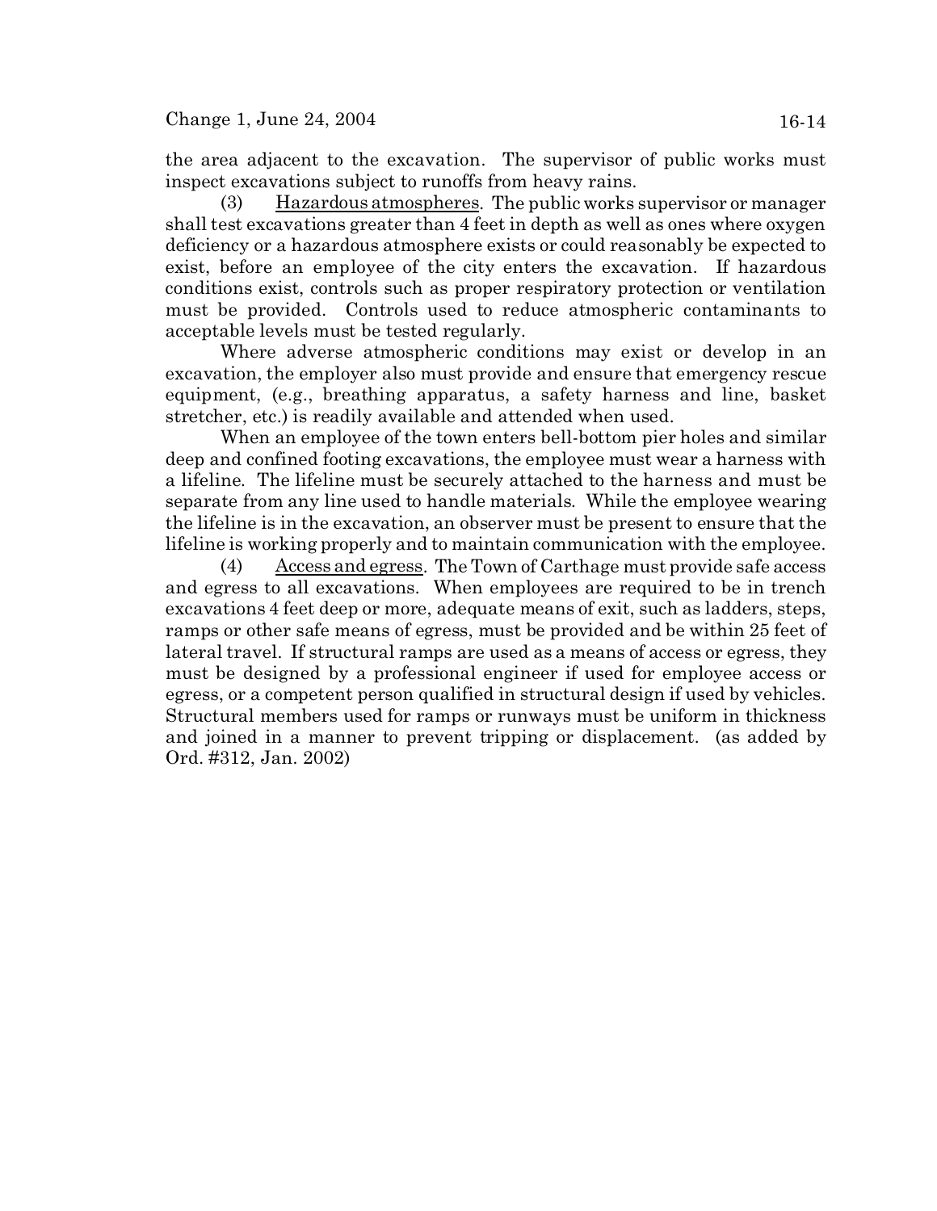the area adjacent to the excavation. The supervisor of public works must inspect excavations subject to runoffs from heavy rains.

(3) Hazardous atmospheres. The public works supervisor or manager shall test excavations greater than 4 feet in depth as well as ones where oxygen deficiency or a hazardous atmosphere exists or could reasonably be expected to exist, before an employee of the city enters the excavation. If hazardous conditions exist, controls such as proper respiratory protection or ventilation must be provided. Controls used to reduce atmospheric contaminants to acceptable levels must be tested regularly.

Where adverse atmospheric conditions may exist or develop in an excavation, the employer also must provide and ensure that emergency rescue equipment, (e.g., breathing apparatus, a safety harness and line, basket stretcher, etc.) is readily available and attended when used.

When an employee of the town enters bell-bottom pier holes and similar deep and confined footing excavations, the employee must wear a harness with a lifeline. The lifeline must be securely attached to the harness and must be separate from any line used to handle materials. While the employee wearing the lifeline is in the excavation, an observer must be present to ensure that the lifeline is working properly and to maintain communication with the employee.

(4) Access and egress. The Town of Carthage must provide safe access and egress to all excavations. When employees are required to be in trench excavations 4 feet deep or more, adequate means of exit, such as ladders, steps, ramps or other safe means of egress, must be provided and be within 25 feet of lateral travel. If structural ramps are used as a means of access or egress, they must be designed by a professional engineer if used for employee access or egress, or a competent person qualified in structural design if used by vehicles. Structural members used for ramps or runways must be uniform in thickness and joined in a manner to prevent tripping or displacement. (as added by Ord. #312, Jan. 2002)